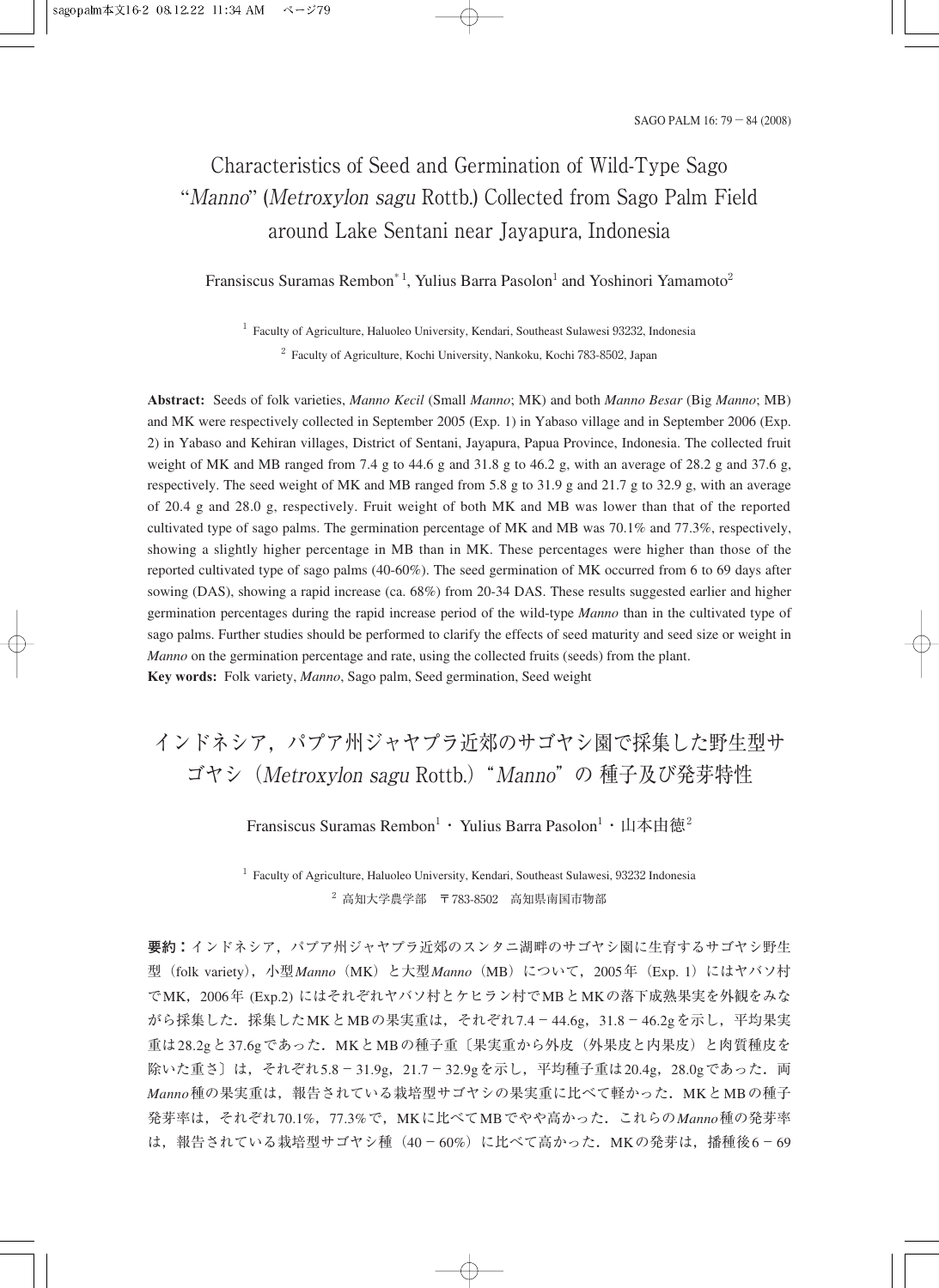# Characteristics of Seed and Germination of Wild-Type Sago "*Manno*" (*Metroxylon sagu* Rottb.) Collected from Sago Palm Field around Lake Sentani near Jayapura, Indonesia

Fransiscus Suramas Rembon[*1], Yulius Barra Pasolon[1] and Yoshinori Yamamoto[2]

[1] Faculty of Agriculture, Haluoleo University, Kendari, Southeast Sulawesi 93232, Indonesia

[2] Faculty of Agriculture, Kochi University, Nankoku, Kochi 783-8502, Japan

**Abstract:** Seeds of folk varieties, *Manno Kecil* (Small *Manno*; MK) and both *Manno Besar* (Big *Manno*; MB) and MK were respectively collected in September 2005 (Exp. 1) in Yabaso village and in September 2006 (Exp. 2) in Yabaso and Kehiran villages, District of Sentani, Jayapura, Papua Province, Indonesia. The collected fruit weight of MK and MB ranged from 7.4 g to 44.6 g and 31.8 g to 46.2 g, with an average of 28.2 g and 37.6 g, respectively. The seed weight of MK and MB ranged from 5.8 g to 31.9 g and 21.7 g to 32.9 g, with an average of 20.4 g and 28.0 g, respectively. Fruit weight of both MK and MB was lower than that of the reported cultivated type of sago palms. The germination percentage of MK and MB was 70.1% and 77.3%, respectively, showing a slightly higher percentage in MB than in MK. These percentages were higher than those of the reported cultivated type of sago palms (40-60%). The seed germination of MK occurred from 6 to 69 days after sowing (DAS), showing a rapid increase (ca. 68%) from 20-34 DAS. These results suggested earlier and higher germination percentages during the rapid increase period of the wild-type *Manno* than in the cultivated type of sago palms. Further studies should be performed to clarify the effects of seed maturity and seed size or weight in *Manno* on the germination percentage and rate, using the collected fruits (seeds) from the plant.

**Key words:** Folk variety, *Manno*, Sago palm, Seed germination, Seed weight

# インドネシア，パプア州ジャヤプラ近郊のサゴヤシ園で採集した野生型サゴヤシ（*Metroxylon sagu* Rottb.）"*Manno*" の 種子及び発芽特性

Fransiscus Suramas Rembon[1]・Yulius Barra Pasolon[1]・山本由徳[2]

[1] Faculty of Agriculture, Haluoleo University, Kendari, Southeast Sulawesi, 93232 Indonesia

[2] 高知大学農学部　〒783-8502　高知県南国市物部

**要約：**インドネシア，パプア州ジャヤプラ近郊のスンタニ湖畔のサゴヤシ園に生育するサゴヤシ野生型（folk variety），小型*Manno*（MK）と大型*Manno*（MB）について，2005年（Exp. 1）にはヤバソ村でMK，2006年 (Exp.2) にはそれぞれヤバソ村とケヒラン村でMBとMKの落下成熟果実を外観をみながら採集した．採集したMKとMBの果実重は，それぞれ7.4－44.6g，31.8－46.2gを示し，平均果実重は28.2gと37.6gであった．MKとMBの種子重〔果実重から外皮（外果皮と内果皮）と肉質種皮を除いた重さ〕は，それぞれ5.8－31.9g，21.7－32.9gを示し，平均種子重は20.4g，28.0gであった．両*Manno*種の果実重は，報告されている栽培型サゴヤシの果実重に比べて軽かった．MKとMBの種子発芽率は，それぞれ70.1%，77.3%で，MKに比べてMBでやや高かった．これらの*Manno*種の発芽率は，報告されている栽培型サゴヤシ種（40－60%）に比べて高かった．MKの発芽は，播種後6－69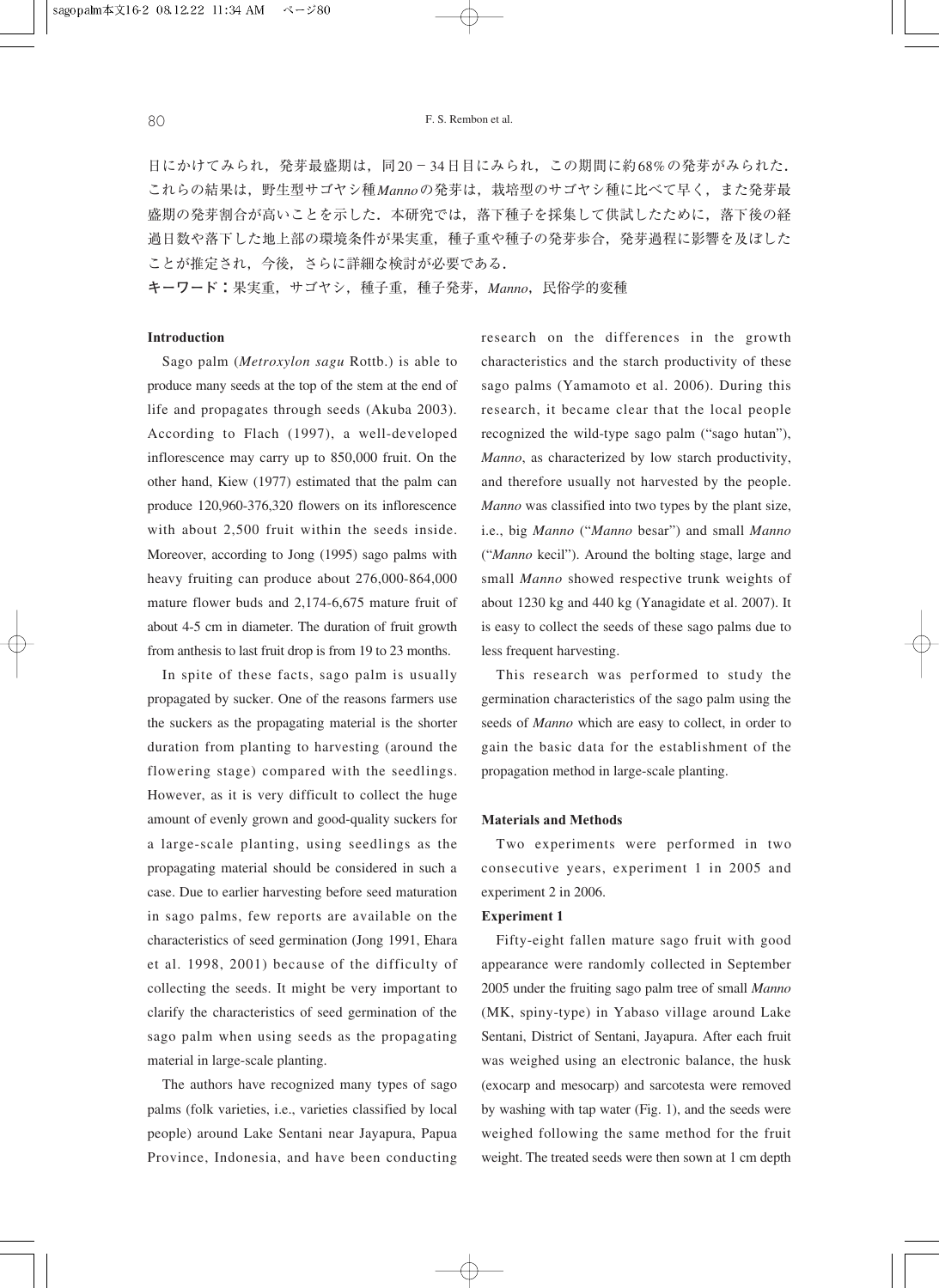日にかけてみられ，発芽最盛期は，同20－34日目にみられ，この期間に約68%の発芽がみられた．これらの結果は，野生型サゴヤシ種*Manno*の発芽は，栽培型のサゴヤシ種に比べて早く，また発芽最盛期の発芽割合が高いことを示した．本研究では，落下種子を採集して供試したために，落下後の経過日数や落下した地上部の環境条件が果実重，種子重や種子の発芽歩合，発芽過程に影響を及ぼしたことが推定され，今後，さらに詳細な検討が必要である．

**キーワード：**果実重，サゴヤシ，種子重，種子発芽，*Manno*，民俗学的変種

## Introduction

Sago palm (*Metroxylon sagu* Rottb.) is able to produce many seeds at the top of the stem at the end of life and propagates through seeds (Akuba 2003). According to Flach (1997), a well-developed inflorescence may carry up to 850,000 fruit. On the other hand, Kiew (1977) estimated that the palm can produce 120,960-376,320 flowers on its inflorescence with about 2,500 fruit within the seeds inside. Moreover, according to Jong (1995) sago palms with heavy fruiting can produce about 276,000-864,000 mature flower buds and 2,174-6,675 mature fruit of about 4-5 cm in diameter. The duration of fruit growth from anthesis to last fruit drop is from 19 to 23 months.

In spite of these facts, sago palm is usually propagated by sucker. One of the reasons farmers use the suckers as the propagating material is the shorter duration from planting to harvesting (around the flowering stage) compared with the seedlings. However, as it is very difficult to collect the huge amount of evenly grown and good-quality suckers for a large-scale planting, using seedlings as the propagating material should be considered in such a case. Due to earlier harvesting before seed maturation in sago palms, few reports are available on the characteristics of seed germination (Jong 1991, Ehara et al. 1998, 2001) because of the difficulty of collecting the seeds. It might be very important to clarify the characteristics of seed germination of the sago palm when using seeds as the propagating material in large-scale planting.

The authors have recognized many types of sago palms (folk varieties, i.e., varieties classified by local people) around Lake Sentani near Jayapura, Papua Province, Indonesia, and have been conducting research on the differences in the growth characteristics and the starch productivity of these sago palms (Yamamoto et al. 2006). During this research, it became clear that the local people recognized the wild-type sago palm ("sago hutan"), *Manno*, as characterized by low starch productivity, and therefore usually not harvested by the people. *Manno* was classified into two types by the plant size, i.e., big *Manno* ("*Manno* besar") and small *Manno* ("*Manno* kecil"). Around the bolting stage, large and small *Manno* showed respective trunk weights of about 1230 kg and 440 kg (Yanagidate et al. 2007). It is easy to collect the seeds of these sago palms due to less frequent harvesting.

This research was performed to study the germination characteristics of the sago palm using the seeds of *Manno* which are easy to collect, in order to gain the basic data for the establishment of the propagation method in large-scale planting.

## Materials and Methods

Two experiments were performed in two consecutive years, experiment 1 in 2005 and experiment 2 in 2006.

### Experiment 1

Fifty-eight fallen mature sago fruit with good appearance were randomly collected in September 2005 under the fruiting sago palm tree of small *Manno* (MK, spiny-type) in Yabaso village around Lake Sentani, District of Sentani, Jayapura. After each fruit was weighed using an electronic balance, the husk (exocarp and mesocarp) and sarcotesta were removed by washing with tap water (Fig. 1), and the seeds were weighed following the same method for the fruit weight. The treated seeds were then sown at 1 cm depth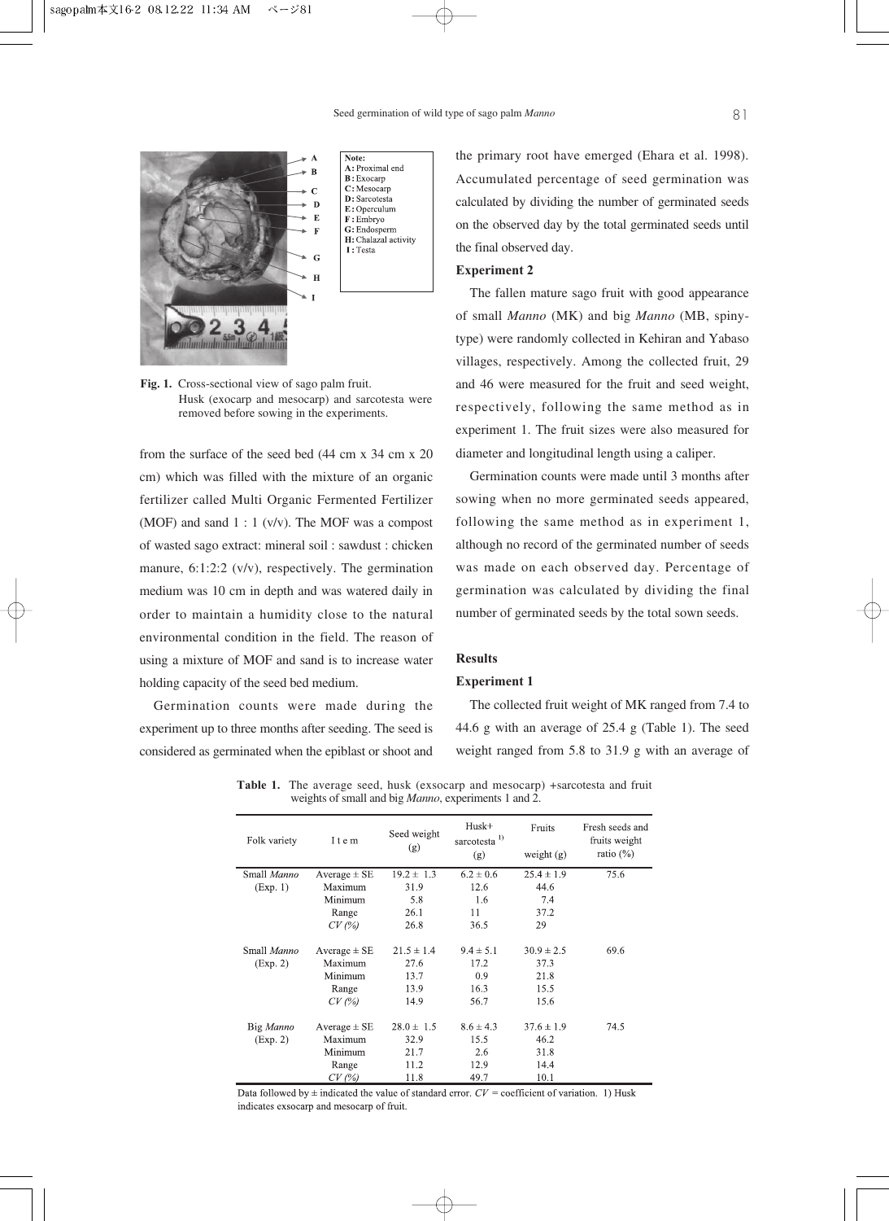Note:
A: Proximal end
B: Exocarp
C: Mesocarp
D: Sarcotesta
E: Operculum
F: Embryo
G: Endosperm
H: Chalazal activity
I: Testa

**Fig. 1.** Cross-sectional view of sago palm fruit. Husk (exocarp and mesocarp) and sarcotesta were removed before sowing in the experiments.

from the surface of the seed bed (44 cm x 34 cm x 20 cm) which was filled with the mixture of an organic fertilizer called Multi Organic Fermented Fertilizer (MOF) and sand 1 : 1 (v/v). The MOF was a compost of wasted sago extract: mineral soil : sawdust : chicken manure, 6:1:2:2 (v/v), respectively. The germination medium was 10 cm in depth and was watered daily in order to maintain a humidity close to the natural environmental condition in the field. The reason of using a mixture of MOF and sand is to increase water holding capacity of the seed bed medium.

Germination counts were made during the experiment up to three months after seeding. The seed is considered as germinated when the epiblast or shoot and the primary root have emerged (Ehara et al. 1998). Accumulated percentage of seed germination was calculated by dividing the number of germinated seeds on the observed day by the total germinated seeds until the final observed day.

### Experiment 2

The fallen mature sago fruit with good appearance of small *Manno* (MK) and big *Manno* (MB, spiny-type) were randomly collected in Kehiran and Yabaso villages, respectively. Among the collected fruit, 29 and 46 were measured for the fruit and seed weight, respectively, following the same method as in experiment 1. The fruit sizes were also measured for diameter and longitudinal length using a caliper.

Germination counts were made until 3 months after sowing when no more germinated seeds appeared, following the same method as in experiment 1, although no record of the germinated number of seeds was made on each observed day. Percentage of germination was calculated by dividing the final number of germinated seeds by the total sown seeds.

## Results

### Experiment 1

The collected fruit weight of MK ranged from 7.4 to 44.6 g with an average of 25.4 g (Table 1). The seed weight ranged from 5.8 to 31.9 g with an average of

**Table 1.** The average seed, husk (exsocarp and mesocarp) +sarcotesta and fruit weights of small and big *Manno*, experiments 1 and 2.

| Folk variety | Item | Seed weight (g) | Husk+ sarcotesta [1] (g) | Fruits weight (g) | Fresh seeds and fruits weight ratio (%) |
|---|---|---|---|---|---|
| Small *Manno* (Exp. 1) | Average ± SE | 19.2 ± 1.3 | 6.2 ± 0.6 | 25.4 ± 1.9 | 75.6 |
| | Maximum | 31.9 | 12.6 | 44.6 | |
| | Minimum | 5.8 | 1.6 | 7.4 | |
| | Range | 26.1 | 11 | 37.2 | |
| | *CV (%)* | 26.8 | 36.5 | 29 | |
| Small *Manno* (Exp. 2) | Average ± SE | 21.5 ± 1.4 | 9.4 ± 5.1 | 30.9 ± 2.5 | 69.6 |
| | Maximum | 27.6 | 17.2 | 37.3 | |
| | Minimum | 13.7 | 0.9 | 21.8 | |
| | Range | 13.9 | 16.3 | 15.5 | |
| | *CV (%)* | 14.9 | 56.7 | 15.6 | |
| Big *Manno* (Exp. 2) | Average ± SE | 28.0 ± 1.5 | 8.6 ± 4.3 | 37.6 ± 1.9 | 74.5 |
| | Maximum | 32.9 | 15.5 | 46.2 | |
| | Minimum | 21.7 | 2.6 | 31.8 | |
| | Range | 11.2 | 12.9 | 14.4 | |
| | *CV (%)* | 11.8 | 49.7 | 10.1 | |

Data followed by ± indicated the value of standard error. *CV* = coefficient of variation. 1) Husk indicates exsocarp and mesocarp of fruit.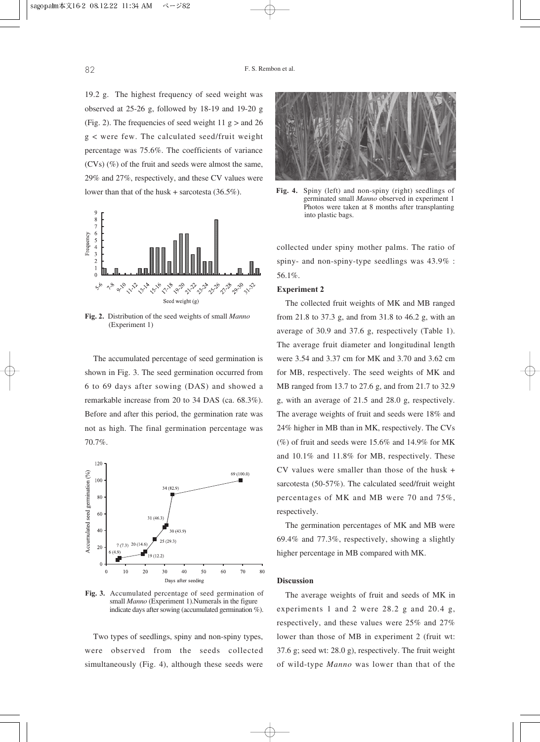19.2 g. The highest frequency of seed weight was observed at 25-26 g, followed by 18-19 and 19-20 g (Fig. 2). The frequencies of seed weight 11 g > and 26 g < were few. The calculated seed/fruit weight percentage was 75.6%. The coefficients of variance (CVs) (%) of the fruit and seeds were almost the same, 29% and 27%, respectively, and these CV values were lower than that of the husk + sarcotesta (36.5%).

**Fig. 2.** Distribution of the seed weights of small *Manno* (Experiment 1)

The accumulated percentage of seed germination is shown in Fig. 3. The seed germination occurred from 6 to 69 days after sowing (DAS) and showed a remarkable increase from 20 to 34 DAS (ca. 68.3%). Before and after this period, the germination rate was not as high. The final germination percentage was 70.7%.

**Fig. 3.** Accumulated percentage of seed germination of small *Manno* (Experiment 1).Numerals in the figure indicate days after sowing (accumulated germination %).

Two types of seedlings, spiny and non-spiny types, were observed from the seeds collected simultaneously (Fig. 4), although these seeds were collected under spiny mother palms. The ratio of spiny- and non-spiny-type seedlings was 43.9% : 56.1%.

**Fig. 4.** Spiny (left) and non-spiny (right) seedlings of germinated small *Manno* observed in experiment 1 Photos were taken at 8 months after transplanting into plastic bags.

### Experiment 2

The collected fruit weights of MK and MB ranged from 21.8 to 37.3 g, and from 31.8 to 46.2 g, with an average of 30.9 and 37.6 g, respectively (Table 1). The average fruit diameter and longitudinal length were 3.54 and 3.37 cm for MK and 3.70 and 3.62 cm for MB, respectively. The seed weights of MK and MB ranged from 13.7 to 27.6 g, and from 21.7 to 32.9 g, with an average of 21.5 and 28.0 g, respectively. The average weights of fruit and seeds were 18% and 24% higher in MB than in MK, respectively. The CVs (%) of fruit and seeds were 15.6% and 14.9% for MK and 10.1% and 11.8% for MB, respectively. These CV values were smaller than those of the husk + sarcotesta (50-57%). The calculated seed/fruit weight percentages of MK and MB were 70 and 75%, respectively.

The germination percentages of MK and MB were 69.4% and 77.3%, respectively, showing a slightly higher percentage in MB compared with MK.

## Discussion

The average weights of fruit and seeds of MK in experiments 1 and 2 were 28.2 g and 20.4 g, respectively, and these values were 25% and 27% lower than those of MB in experiment 2 (fruit wt: 37.6 g; seed wt: 28.0 g), respectively. The fruit weight of wild-type *Manno* was lower than that of the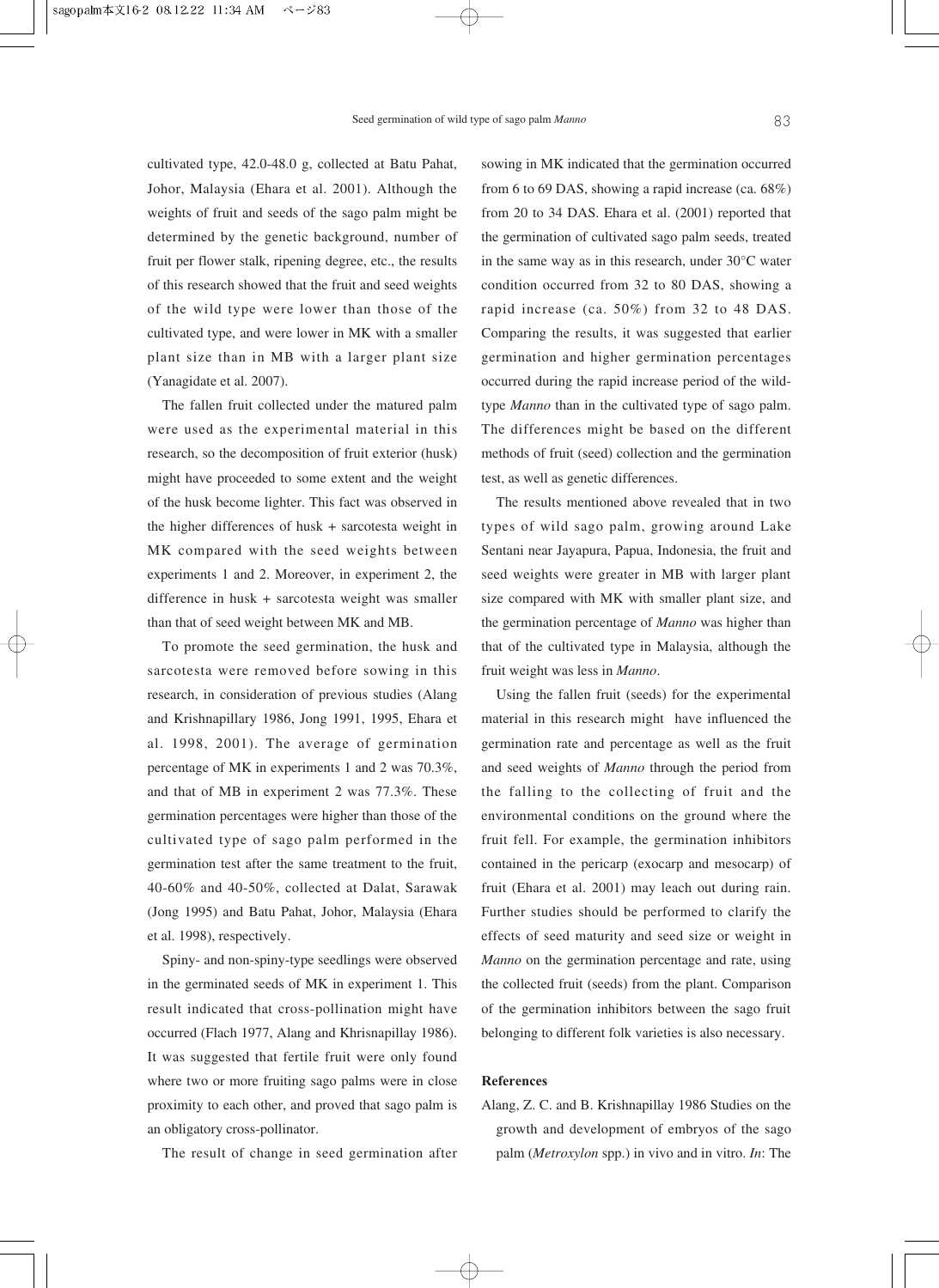cultivated type, 42.0-48.0 g, collected at Batu Pahat, Johor, Malaysia (Ehara et al. 2001). Although the weights of fruit and seeds of the sago palm might be determined by the genetic background, number of fruit per flower stalk, ripening degree, etc., the results of this research showed that the fruit and seed weights of the wild type were lower than those of the cultivated type, and were lower in MK with a smaller plant size than in MB with a larger plant size (Yanagidate et al. 2007).

The fallen fruit collected under the matured palm were used as the experimental material in this research, so the decomposition of fruit exterior (husk) might have proceeded to some extent and the weight of the husk become lighter. This fact was observed in the higher differences of husk + sarcotesta weight in MK compared with the seed weights between experiments 1 and 2. Moreover, in experiment 2, the difference in husk + sarcotesta weight was smaller than that of seed weight between MK and MB.

To promote the seed germination, the husk and sarcotesta were removed before sowing in this research, in consideration of previous studies (Alang and Krishnapillary 1986, Jong 1991, 1995, Ehara et al. 1998, 2001). The average of germination percentage of MK in experiments 1 and 2 was 70.3%, and that of MB in experiment 2 was 77.3%. These germination percentages were higher than those of the cultivated type of sago palm performed in the germination test after the same treatment to the fruit, 40-60% and 40-50%, collected at Dalat, Sarawak (Jong 1995) and Batu Pahat, Johor, Malaysia (Ehara et al. 1998), respectively.

Spiny- and non-spiny-type seedlings were observed in the germinated seeds of MK in experiment 1. This result indicated that cross-pollination might have occurred (Flach 1977, Alang and Khrisnapillay 1986). It was suggested that fertile fruit were only found where two or more fruiting sago palms were in close proximity to each other, and proved that sago palm is an obligatory cross-pollinator.

The result of change in seed germination after sowing in MK indicated that the germination occurred from 6 to 69 DAS, showing a rapid increase (ca. 68%) from 20 to 34 DAS. Ehara et al. (2001) reported that the germination of cultivated sago palm seeds, treated in the same way as in this research, under 30°C water condition occurred from 32 to 80 DAS, showing a rapid increase (ca. 50%) from 32 to 48 DAS. Comparing the results, it was suggested that earlier germination and higher germination percentages occurred during the rapid increase period of the wild-type *Manno* than in the cultivated type of sago palm. The differences might be based on the different methods of fruit (seed) collection and the germination test, as well as genetic differences.

The results mentioned above revealed that in two types of wild sago palm, growing around Lake Sentani near Jayapura, Papua, Indonesia, the fruit and seed weights were greater in MB with larger plant size compared with MK with smaller plant size, and the germination percentage of *Manno* was higher than that of the cultivated type in Malaysia, although the fruit weight was less in *Manno*.

Using the fallen fruit (seeds) for the experimental material in this research might have influenced the germination rate and percentage as well as the fruit and seed weights of *Manno* through the period from the falling to the collecting of fruit and the environmental conditions on the ground where the fruit fell. For example, the germination inhibitors contained in the pericarp (exocarp and mesocarp) of fruit (Ehara et al. 2001) may leach out during rain. Further studies should be performed to clarify the effects of seed maturity and seed size or weight in *Manno* on the germination percentage and rate, using the collected fruit (seeds) from the plant. Comparison of the germination inhibitors between the sago fruit belonging to different folk varieties is also necessary.

**References**

Alang, Z. C. and B. Krishnapillay 1986 Studies on the growth and development of embryos of the sago palm (*Metroxylon* spp.) in vivo and in vitro. *In*: The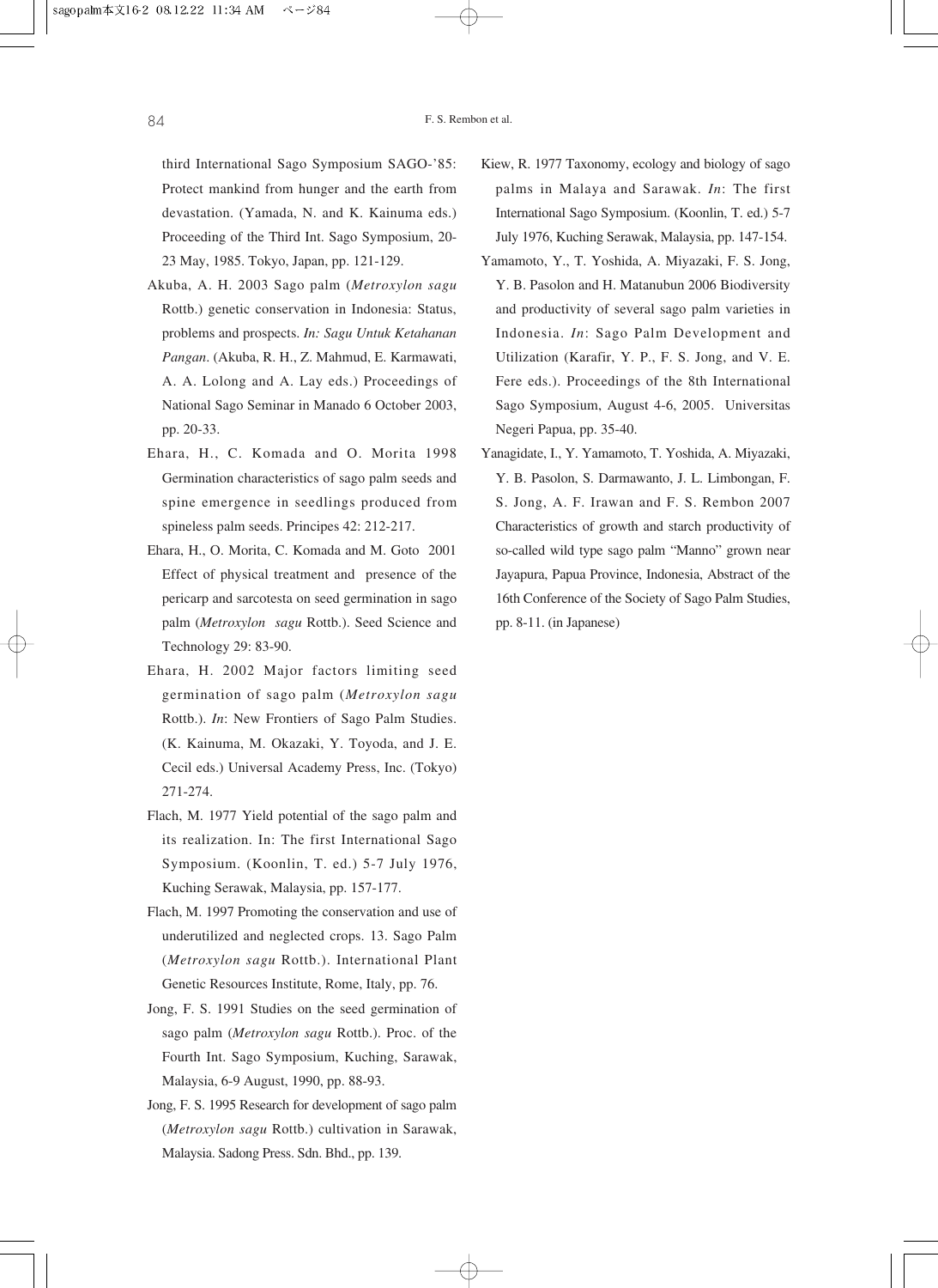third International Sago Symposium SAGO-'85: Protect mankind from hunger and the earth from devastation. (Yamada, N. and K. Kainuma eds.) Proceeding of the Third Int. Sago Symposium, 20-23 May, 1985. Tokyo, Japan, pp. 121-129.

Akuba, A. H. 2003 Sago palm (*Metroxylon sagu* Rottb.) genetic conservation in Indonesia: Status, problems and prospects. *In: Sagu Untuk Ketahanan Pangan*. (Akuba, R. H., Z. Mahmud, E. Karmawati, A. A. Lolong and A. Lay eds.) Proceedings of National Sago Seminar in Manado 6 October 2003, pp. 20-33.

Ehara, H., C. Komada and O. Morita 1998 Germination characteristics of sago palm seeds and spine emergence in seedlings produced from spineless palm seeds. Principes 42: 212-217.

Ehara, H., O. Morita, C. Komada and M. Goto 2001 Effect of physical treatment and presence of the pericarp and sarcotesta on seed germination in sago palm (*Metroxylon sagu* Rottb.). Seed Science and Technology 29: 83-90.

Ehara, H. 2002 Major factors limiting seed germination of sago palm (*Metroxylon sagu* Rottb.). *In*: New Frontiers of Sago Palm Studies. (K. Kainuma, M. Okazaki, Y. Toyoda, and J. E. Cecil eds.) Universal Academy Press, Inc. (Tokyo) 271-274.

Flach, M. 1977 Yield potential of the sago palm and its realization. In: The first International Sago Symposium. (Koonlin, T. ed.) 5-7 July 1976, Kuching Serawak, Malaysia, pp. 157-177.

Flach, M. 1997 Promoting the conservation and use of underutilized and neglected crops. 13. Sago Palm (*Metroxylon sagu* Rottb.). International Plant Genetic Resources Institute, Rome, Italy, pp. 76.

Jong, F. S. 1991 Studies on the seed germination of sago palm (*Metroxylon sagu* Rottb.). Proc. of the Fourth Int. Sago Symposium, Kuching, Sarawak, Malaysia, 6-9 August, 1990, pp. 88-93.

Jong, F. S. 1995 Research for development of sago palm (*Metroxylon sagu* Rottb.) cultivation in Sarawak, Malaysia. Sadong Press. Sdn. Bhd., pp. 139.

Kiew, R. 1977 Taxonomy, ecology and biology of sago palms in Malaya and Sarawak. *In*: The first International Sago Symposium. (Koonlin, T. ed.) 5-7 July 1976, Kuching Serawak, Malaysia, pp. 147-154.

Yamamoto, Y., T. Yoshida, A. Miyazaki, F. S. Jong, Y. B. Pasolon and H. Matanubun 2006 Biodiversity and productivity of several sago palm varieties in Indonesia. *In*: Sago Palm Development and Utilization (Karafir, Y. P., F. S. Jong, and V. E. Fere eds.). Proceedings of the 8th International Sago Symposium, August 4-6, 2005. Universitas Negeri Papua, pp. 35-40.

Yanagidate, I., Y. Yamamoto, T. Yoshida, A. Miyazaki, Y. B. Pasolon, S. Darmawanto, J. L. Limbongan, F. S. Jong, A. F. Irawan and F. S. Rembon 2007 Characteristics of growth and starch productivity of so-called wild type sago palm "Manno" grown near Jayapura, Papua Province, Indonesia, Abstract of the 16th Conference of the Society of Sago Palm Studies, pp. 8-11. (in Japanese)